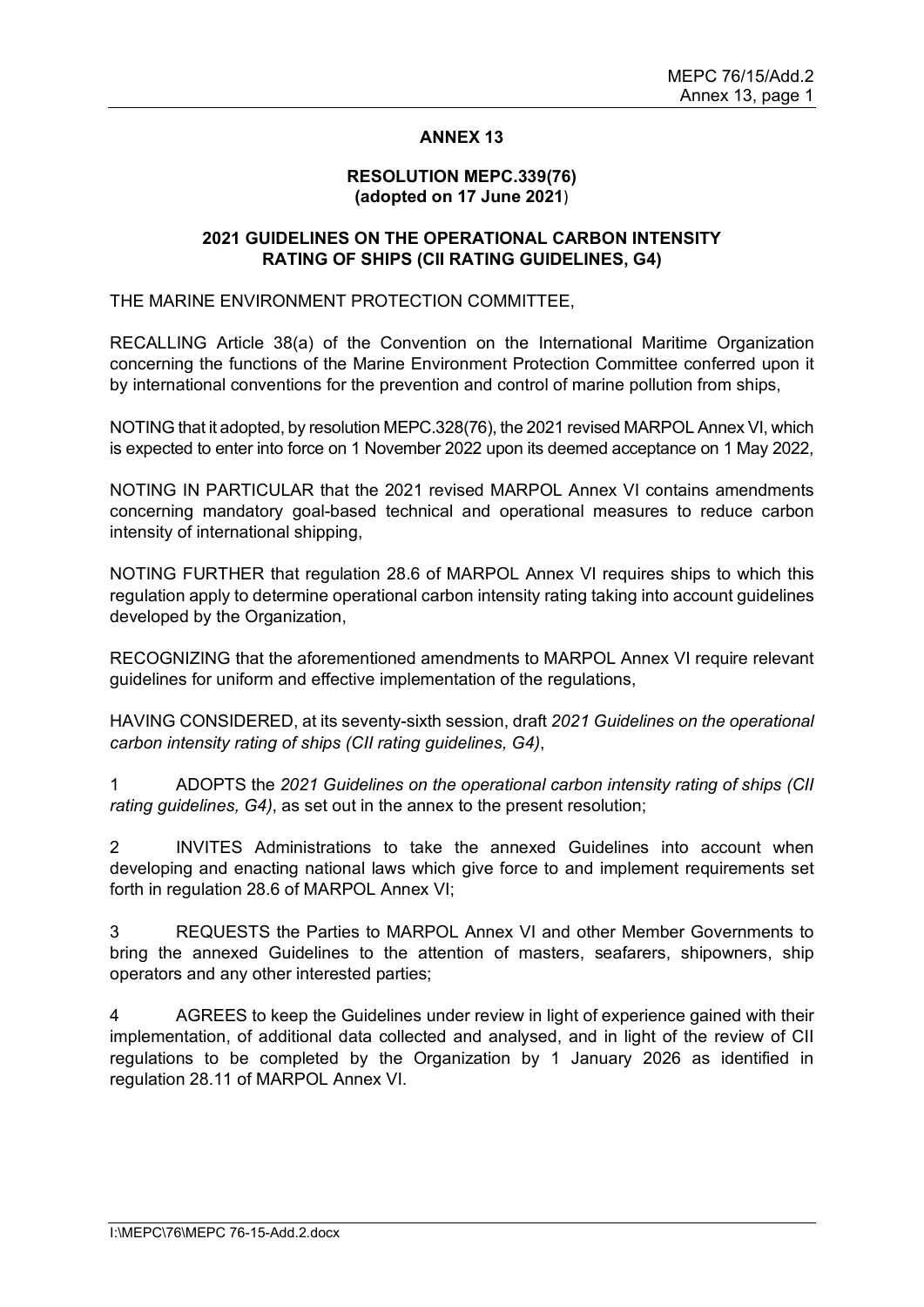## ANNEX 13

### RESOLUTION MEPC.339(76) (adopted on 17 June 2021)

### 2021 GUIDELINES ON THE OPERATIONAL CARBON INTENSITY RATING OF SHIPS (CII RATING GUIDELINES, G4)

THE MARINE ENVIRONMENT PROTECTION COMMITTEE,

RECALLING Article 38(a) of the Convention on the International Maritime Organization concerning the functions of the Marine Environment Protection Committee conferred upon it by international conventions for the prevention and control of marine pollution from ships,

NOTING that it adopted, by resolution MEPC.328(76), the 2021 revised MARPOL Annex VI, which is expected to enter into force on 1 November 2022 upon its deemed acceptance on 1 May 2022,

NOTING IN PARTICULAR that the 2021 revised MARPOL Annex VI contains amendments concerning mandatory goal-based technical and operational measures to reduce carbon intensity of international shipping,

NOTING FURTHER that regulation 28.6 of MARPOL Annex VI requires ships to which this regulation apply to determine operational carbon intensity rating taking into account guidelines developed by the Organization,

RECOGNIZING that the aforementioned amendments to MARPOL Annex VI require relevant guidelines for uniform and effective implementation of the regulations,

HAVING CONSIDERED, at its seventy-sixth session, draft *2021 Guidelines on the operational carbon intensity rating of ships (CII rating guidelines, G4)*,

1 ADOPTS the *2021 Guidelines on the operational carbon intensity rating of ships (CII rating guidelines, G4)*, as set out in the annex to the present resolution;

2 INVITES Administrations to take the annexed Guidelines into account when developing and enacting national laws which give force to and implement requirements set forth in regulation 28.6 of MARPOL Annex VI;

3 REQUESTS the Parties to MARPOL Annex VI and other Member Governments to bring the annexed Guidelines to the attention of masters, seafarers, shipowners, ship operators and any other interested parties;

4 AGREES to keep the Guidelines under review in light of experience gained with their implementation, of additional data collected and analysed, and in light of the review of CII regulations to be completed by the Organization by 1 January 2026 as identified in regulation 28.11 of MARPOL Annex VI.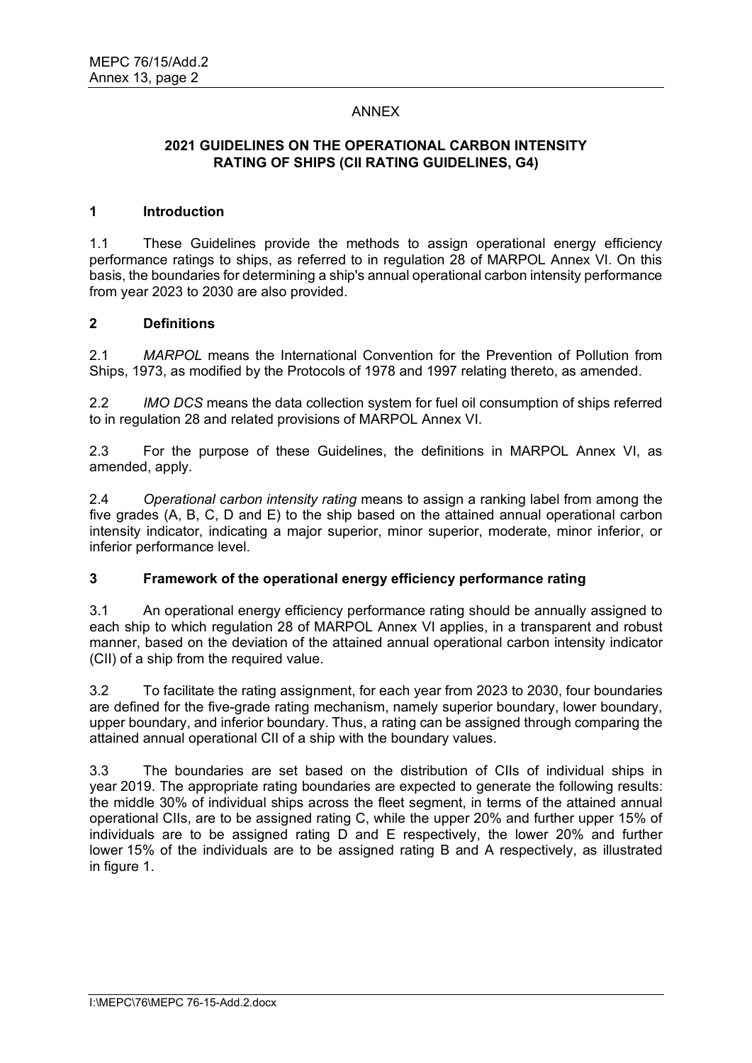ANNEX

# 2021 GUIDELINES ON THE OPERATIONAL CARBON INTENSITY RATING OF SHIPS (CII RATING GUIDELINES, G4)

## 1 Introduction

1.1 These Guidelines provide the methods to assign operational energy efficiency performance ratings to ships, as referred to in regulation 28 of MARPOL Annex VI. On this basis, the boundaries for determining a ship's annual operational carbon intensity performance from year 2023 to 2030 are also provided.

## 2 Definitions

2.1 *MARPOL* means the International Convention for the Prevention of Pollution from Ships, 1973, as modified by the Protocols of 1978 and 1997 relating thereto, as amended.

2.2 *IMO DCS* means the data collection system for fuel oil consumption of ships referred to in regulation 28 and related provisions of MARPOL Annex VI.

2.3 For the purpose of these Guidelines, the definitions in MARPOL Annex VI, as amended, apply.

2.4 *Operational carbon intensity rating* means to assign a ranking label from among the five grades (A, B, C, D and E) to the ship based on the attained annual operational carbon intensity indicator, indicating a major superior, minor superior, moderate, minor inferior, or inferior performance level.

## 3 Framework of the operational energy efficiency performance rating

3.1 An operational energy efficiency performance rating should be annually assigned to each ship to which regulation 28 of MARPOL Annex VI applies, in a transparent and robust manner, based on the deviation of the attained annual operational carbon intensity indicator (CII) of a ship from the required value.

3.2 To facilitate the rating assignment, for each year from 2023 to 2030, four boundaries are defined for the five-grade rating mechanism, namely superior boundary, lower boundary, upper boundary, and inferior boundary. Thus, a rating can be assigned through comparing the attained annual operational CII of a ship with the boundary values.

3.3 The boundaries are set based on the distribution of CIIs of individual ships in year 2019. The appropriate rating boundaries are expected to generate the following results: the middle 30% of individual ships across the fleet segment, in terms of the attained annual operational CIIs, are to be assigned rating C, while the upper 20% and further upper 15% of individuals are to be assigned rating D and E respectively, the lower 20% and further lower 15% of the individuals are to be assigned rating B and A respectively, as illustrated in figure 1.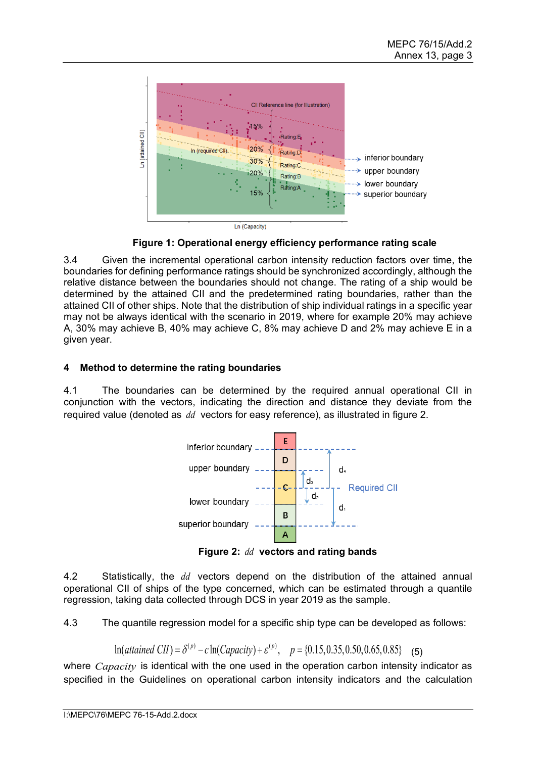**Figure 1: Operational energy efficiency performance rating scale**

3.4 Given the incremental operational carbon intensity reduction factors over time, the boundaries for defining performance ratings should be synchronized accordingly, although the relative distance between the boundaries should not change. The rating of a ship would be determined by the attained CII and the predetermined rating boundaries, rather than the attained CII of other ships. Note that the distribution of ship individual ratings in a specific year may not be always identical with the scenario in 2019, where for example 20% may achieve A, 30% may achieve B, 40% may achieve C, 8% may achieve D and 2% may achieve E in a given year.

## 4 Method to determine the rating boundaries

4.1 The boundaries can be determined by the required annual operational CII in conjunction with the vectors, indicating the direction and distance they deviate from the required value (denoted as $dd$ vectors for easy reference), as illustrated in figure 2.

**Figure 2: $dd$ vectors and rating bands**

4.2 Statistically, the $dd$ vectors depend on the distribution of the attained annual operational CII of ships of the type concerned, which can be estimated through a quantile regression, taking data collected through DCS in year 2019 as the sample.

4.3 The quantile regression model for a specific ship type can be developed as follows:

$$\ln(attained\ CII) = \delta^{(p)} - c\ln(Capacity) + \varepsilon^{(p)}, \quad p = \{0.15, 0.35, 0.50, 0.65, 0.85\} \quad (5)$$

where $Capacity$ is identical with the one used in the operation carbon intensity indicator as specified in the Guidelines on operational carbon intensity indicators and the calculation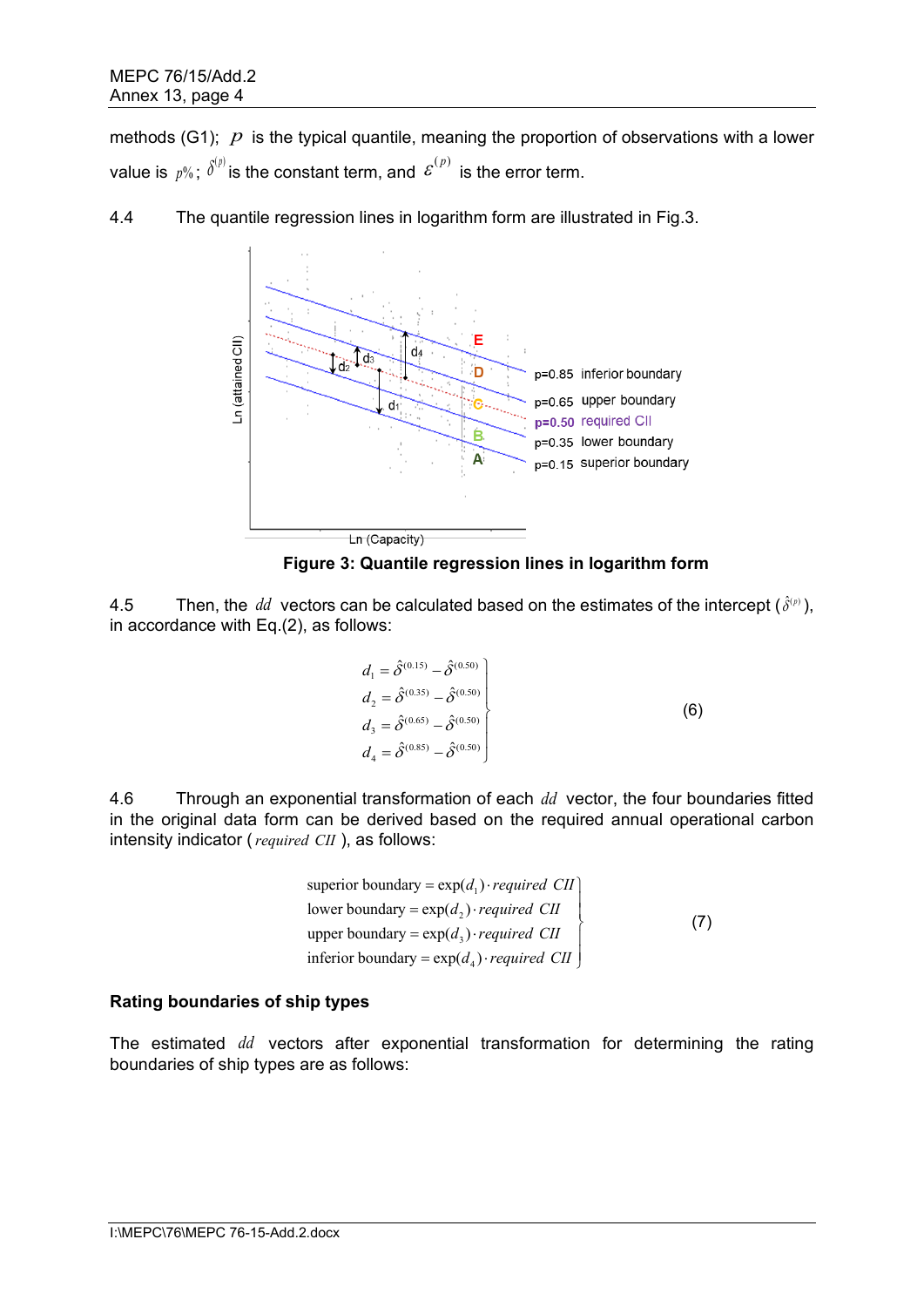methods (G1); $p$ is the typical quantile, meaning the proportion of observations with a lower value is $p\%$; $\delta^{(p)}$ is the constant term, and $\varepsilon^{(p)}$ is the error term.

4.4 The quantile regression lines in logarithm form are illustrated in Fig.3.

**Figure 3: Quantile regression lines in logarithm form**

4.5 Then, the $dd$ vectors can be calculated based on the estimates of the intercept ($\hat{\delta}^{(p)}$), in accordance with Eq.(2), as follows:

$$
\left.\begin{aligned}
d_1 &= \hat{\delta}^{(0.15)} - \hat{\delta}^{(0.50)} \\
d_2 &= \hat{\delta}^{(0.35)} - \hat{\delta}^{(0.50)} \\
d_3 &= \hat{\delta}^{(0.65)} - \hat{\delta}^{(0.50)} \\
d_4 &= \hat{\delta}^{(0.85)} - \hat{\delta}^{(0.50)}
\end{aligned}\right\} \tag{6}
$$

4.6 Through an exponential transformation of each $dd$ vector, the four boundaries fitted in the original data form can be derived based on the required annual operational carbon intensity indicator ($required\ CII$), as follows:

$$
\left.\begin{aligned}
\text{superior boundary} &= \exp(d_1) \cdot required\ CII \\
\text{lower boundary} &= \exp(d_2) \cdot required\ CII \\
\text{upper boundary} &= \exp(d_3) \cdot required\ CII \\
\text{inferior boundary} &= \exp(d_4) \cdot required\ CII
\end{aligned}\right\} \tag{7}
$$

**Rating boundaries of ship types**

The estimated $dd$ vectors after exponential transformation for determining the rating boundaries of ship types are as follows: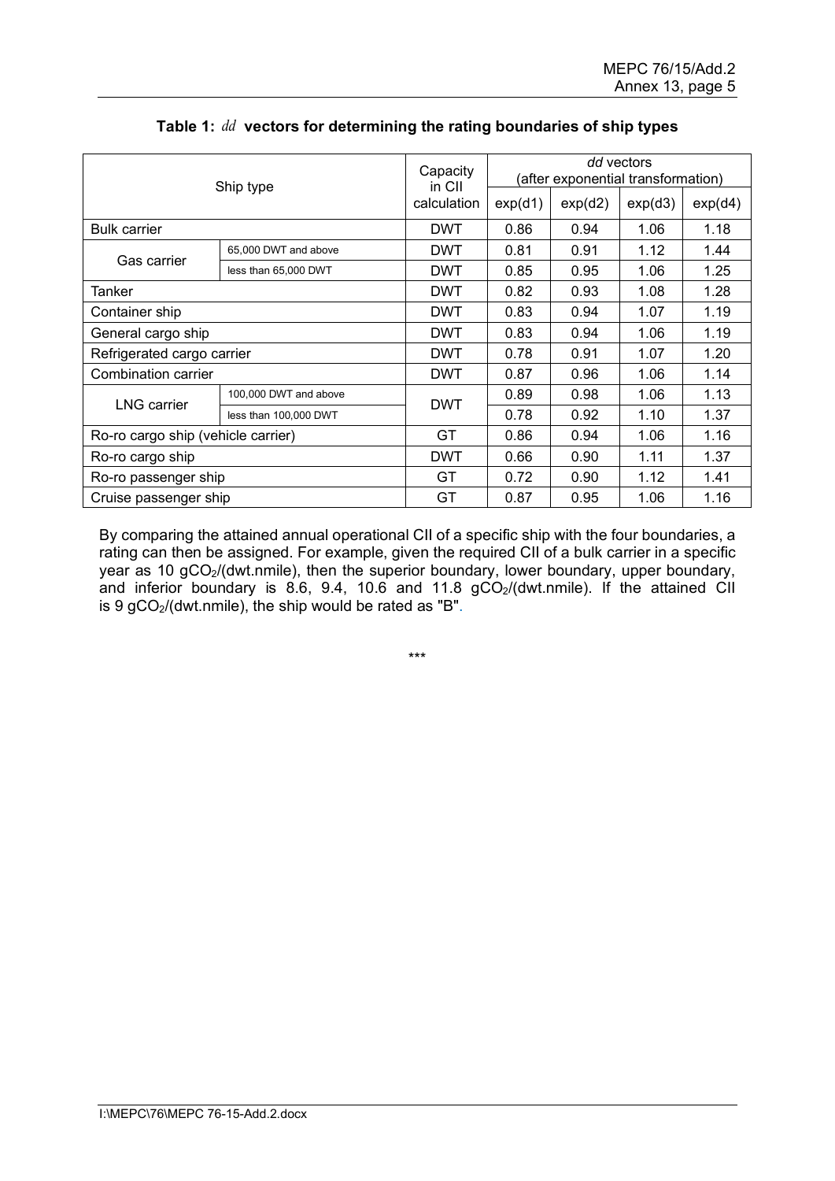**Table 1: *dd* vectors for determining the rating boundaries of ship types**

| Ship type | | Capacity in CII calculation | *dd* vectors (after exponential transformation) | | | |
|---|---|---|---|---|---|---|
| | | | exp(d1) | exp(d2) | exp(d3) | exp(d4) |
| Bulk carrier | | DWT | 0.86 | 0.94 | 1.06 | 1.18 |
| Gas carrier | 65,000 DWT and above | DWT | 0.81 | 0.91 | 1.12 | 1.44 |
| | less than 65,000 DWT | DWT | 0.85 | 0.95 | 1.06 | 1.25 |
| Tanker | | DWT | 0.82 | 0.93 | 1.08 | 1.28 |
| Container ship | | DWT | 0.83 | 0.94 | 1.07 | 1.19 |
| General cargo ship | | DWT | 0.83 | 0.94 | 1.06 | 1.19 |
| Refrigerated cargo carrier | | DWT | 0.78 | 0.91 | 1.07 | 1.20 |
| Combination carrier | | DWT | 0.87 | 0.96 | 1.06 | 1.14 |
| LNG carrier | 100,000 DWT and above | DWT | 0.89 | 0.98 | 1.06 | 1.13 |
| | less than 100,000 DWT | | 0.78 | 0.92 | 1.10 | 1.37 |
| Ro-ro cargo ship (vehicle carrier) | | GT | 0.86 | 0.94 | 1.06 | 1.16 |
| Ro-ro cargo ship | | DWT | 0.66 | 0.90 | 1.11 | 1.37 |
| Ro-ro passenger ship | | GT | 0.72 | 0.90 | 1.12 | 1.41 |
| Cruise passenger ship | | GT | 0.87 | 0.95 | 1.06 | 1.16 |

By comparing the attained annual operational CII of a specific ship with the four boundaries, a rating can then be assigned. For example, given the required CII of a bulk carrier in a specific year as 10 $gCO_2$/(dwt.nmile), then the superior boundary, lower boundary, upper boundary, and inferior boundary is 8.6, 9.4, 10.6 and 11.8 $gCO_2$/(dwt.nmile). If the attained CII is 9 $gCO_2$/(dwt.nmile), the ship would be rated as "B".

\*\*\*